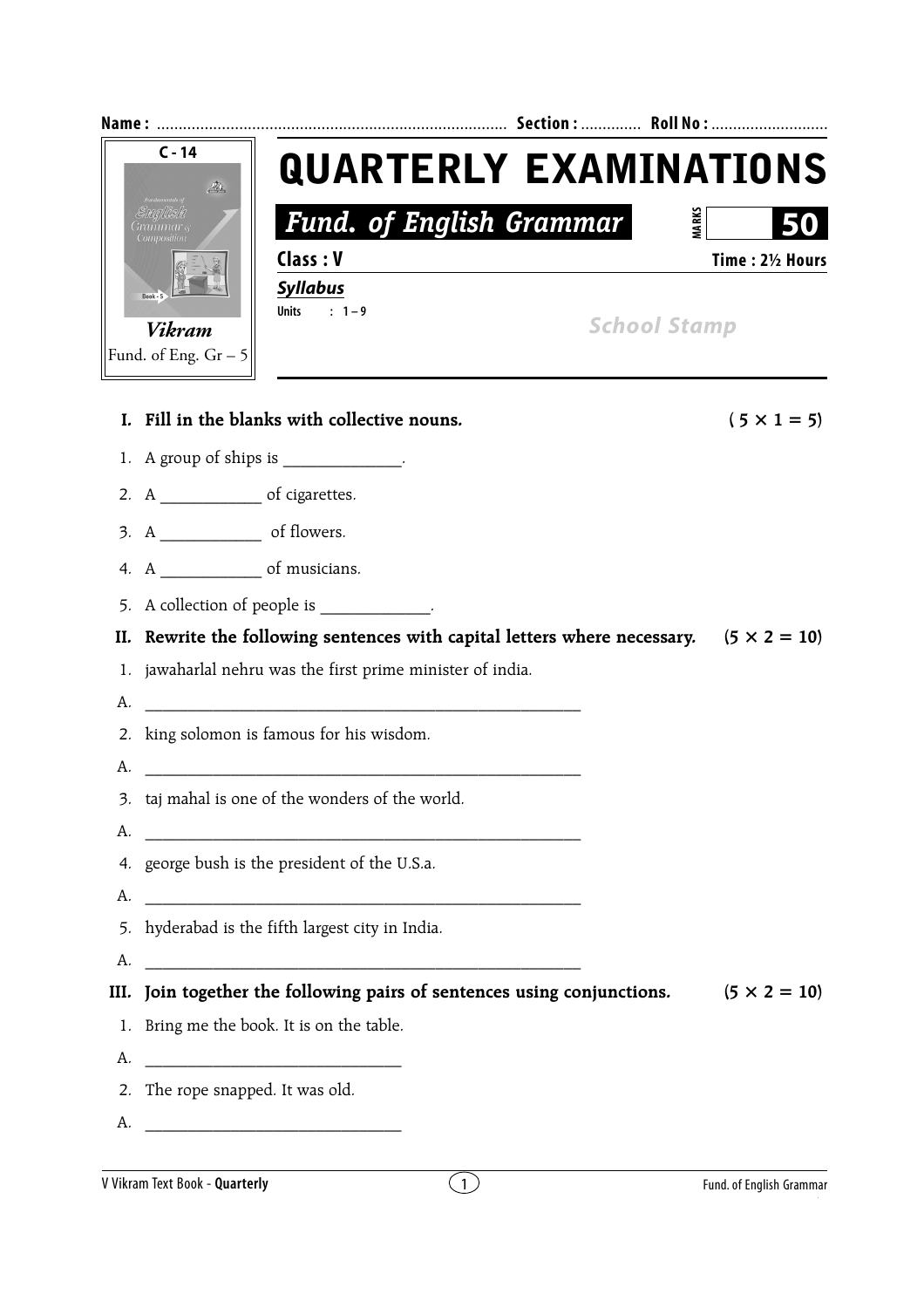Name : ................................................................................ Section : ............. Roll No : ...........................

C - 14

*Vikram*

Fund. of Eng. Gr – 5

# QUARTERLY EXAMINATIONS

## *Fund. of English Grammar*

MARKS **50**

**Class : V** **Time : 2½ Hours**

***Syllabus***

**Units : 1 – 9**

School Stamp

**I. Fill in the blanks with collective nouns.** **( 5 × 1 = 5)**

1. A group of ships is _____________.
2. A ___________ of cigarettes.
3. A ___________ of flowers.
4. A ___________ of musicians.
5. A collection of people is ____________.

**II. Rewrite the following sentences with capital letters where necessary.** **(5 × 2 = 10)**

1. jawaharlal nehru was the first prime minister of india.

A. ________________________________________________

2. king solomon is famous for his wisdom.

A. ________________________________________________

3. taj mahal is one of the wonders of the world.

A. ________________________________________________

4. george bush is the president of the U.S.a.

A. ________________________________________________

5. hyderabad is the fifth largest city in India.

A. ________________________________________________

**III. Join together the following pairs of sentences using conjunctions.** **(5 × 2 = 10)**

1. Bring me the book. It is on the table.

A. ____________________________

2. The rope snapped. It was old.

A. ____________________________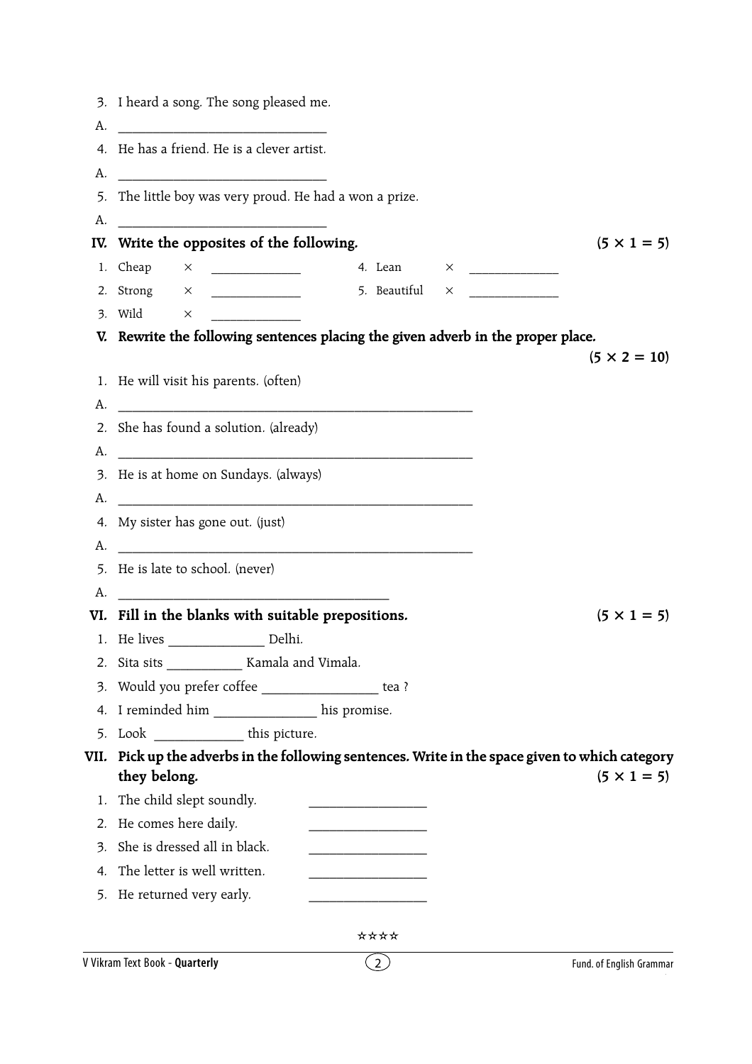3. I heard a song. The song pleased me.

A. ______________________________

4. He has a friend. He is a clever artist.

A. ______________________________

5. The little boy was very proud. He had a won a prize.

A. ______________________________

**IV. Write the opposites of the following.** **(5 × 1 = 5)**

1. Cheap × ____________
2. Strong × ____________
3. Wild × ____________
4. Lean × ____________
5. Beautiful × ____________

**V. Rewrite the following sentences placing the given adverb in the proper place.** **(5 × 2 = 10)**

1. He will visit his parents. (often)

A. ______________________________________________

2. She has found a solution. (already)

A. ______________________________________________

3. He is at home on Sundays. (always)

A. ______________________________________________

4. My sister has gone out. (just)

A. ______________________________________________

5. He is late to school. (never)

A. ______________________________________

**VI. Fill in the blanks with suitable prepositions.** **(5 × 1 = 5)**

1. He lives ____________ Delhi.
2. Sita sits __________ Kamala and Vimala.
3. Would you prefer coffee _______________ tea ?
4. I reminded him ______________ his promise.
5. Look ____________ this picture.

**VII. Pick up the adverbs in the following sentences. Write in the space given to which category they belong.** **(5 × 1 = 5)**

1. The child slept soundly. ________________
2. He comes here daily. ________________
3. She is dressed all in black. ________________
4. The letter is well written. ________________
5. He returned very early. ________________

☆☆☆☆